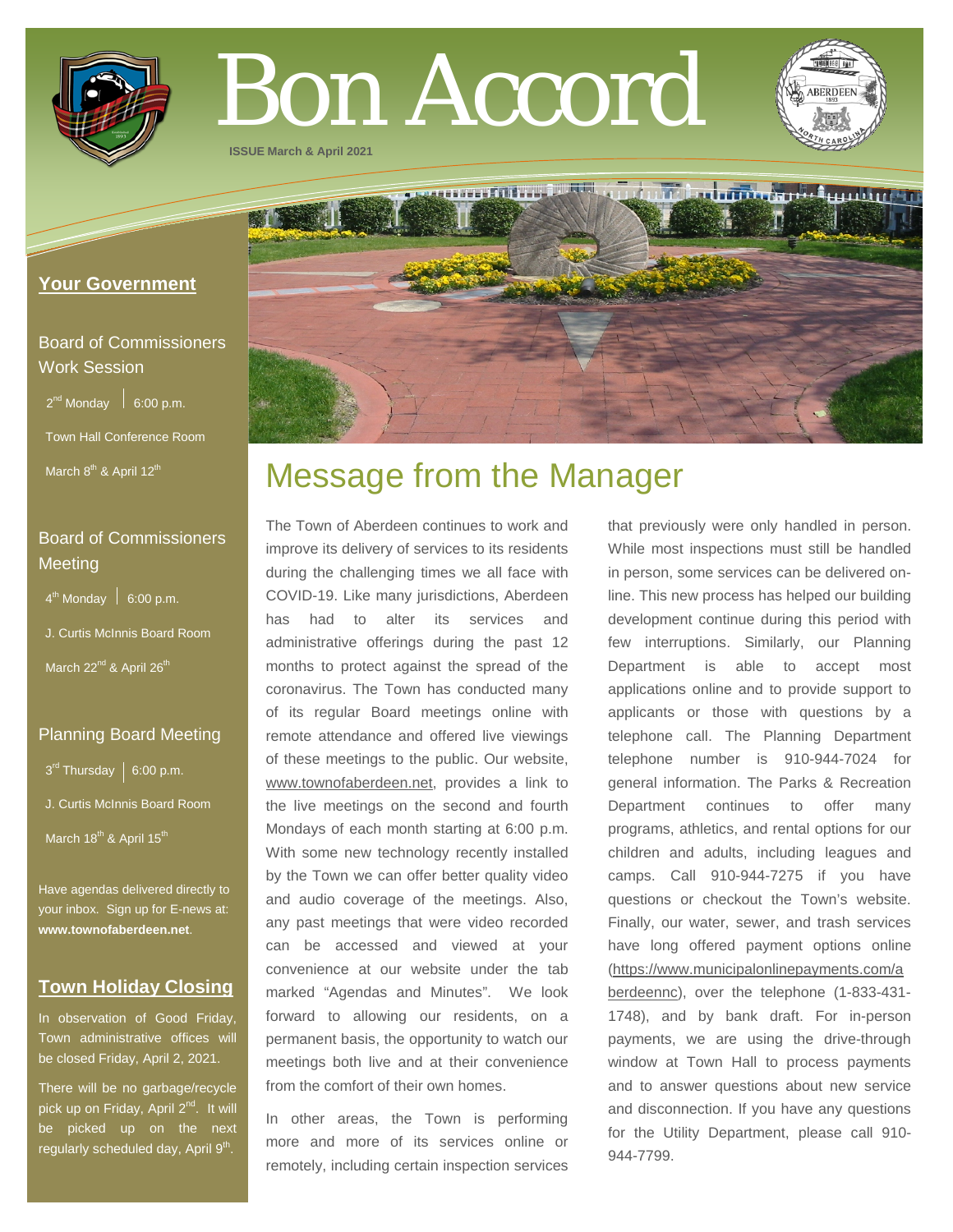# Bon Accord

ISSUE March & April 2021

## Your Government

### Board of Commissioners Work Session

2nd Monday | 6:00 p.m.

Town Hall Conference Room

March 8th & April 12th

### Board of Commissioners Meeting

4th Monday | 6:00 p.m.

J. Curtis McInnis Board Room

March 22nd & April 26th

### Planning Board Meeting

3rd Thursday | 6:00 p.m.

J. Curtis McInnis Board Room

March 18th & April 15th

Have agendas delivered directly to your inbox. Sign up for E-news at: **www.townofaberdeen.net**.

## Town Holiday Closing

In observation of Good Friday, Town administrative offices will be closed Friday, April 2, 2021.

There will be no garbage/recycle pick up on Friday, April 2nd. It will be picked up on the next regularly scheduled day, April 9th.

# Message from the Manager

The Town of Aberdeen continues to work and improve its delivery of services to its residents during the challenging times we all face with COVID-19. Like many jurisdictions, Aberdeen has had to alter its services and administrative offerings during the past 12 months to protect against the spread of the coronavirus. The Town has conducted many of its regular Board meetings online with remote attendance and offered live viewings of these meetings to the public. Our website, www.townofaberdeen.net, provides a link to the live meetings on the second and fourth Mondays of each month starting at 6:00 p.m. With some new technology recently installed by the Town we can offer better quality video and audio coverage of the meetings. Also, any past meetings that were video recorded can be accessed and viewed at your convenience at our website under the tab marked "Agendas and Minutes". We look forward to allowing our residents, on a permanent basis, the opportunity to watch our meetings both live and at their convenience from the comfort of their own homes.

In other areas, the Town is performing more and more of its services online or remotely, including certain inspection services that previously were only handled in person. While most inspections must still be handled in person, some services can be delivered on-line. This new process has helped our building development continue during this period with few interruptions. Similarly, our Planning Department is able to accept most applications online and to provide support to applicants or those with questions by a telephone call. The Planning Department telephone number is 910-944-7024 for general information. The Parks & Recreation Department continues to offer many programs, athletics, and rental options for our children and adults, including leagues and camps. Call 910-944-7275 if you have questions or checkout the Town's website. Finally, our water, sewer, and trash services have long offered payment options online (https://www.municipalonlinepayments.com/aberdeennc), over the telephone (1-833-431-1748), and by bank draft. For in-person payments, we are using the drive-through window at Town Hall to process payments and to answer questions about new service and disconnection. If you have any questions for the Utility Department, please call 910-944-7799.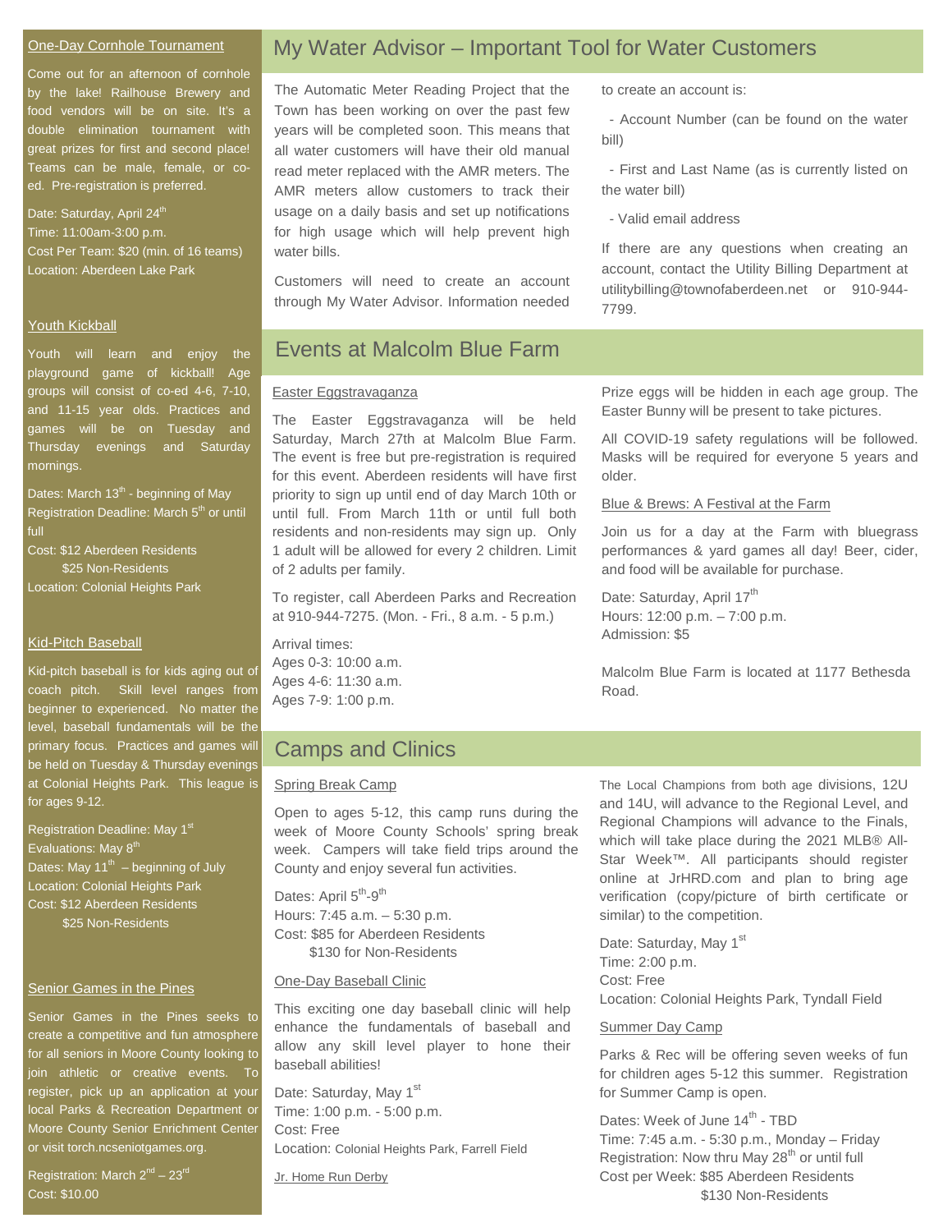## One-Day Cornhole Tournament

Come out for an afternoon of cornhole by the lake! Railhouse Brewery and food vendors will be on site. It's a double elimination tournament with great prizes for first and second place! Teams can be male, female, or co-ed. Pre-registration is preferred.

Date: Saturday, April 24th
Time: 11:00am-3:00 p.m.
Cost Per Team: $20 (min. of 16 teams)
Location: Aberdeen Lake Park

## Youth Kickball

Youth will learn and enjoy the playground game of kickball! Age groups will consist of co-ed 4-6, 7-10, and 11-15 year olds. Practices and games will be on Tuesday and Thursday evenings and Saturday mornings.

Dates: March 13th - beginning of May
Registration Deadline: March 5th or until full
Cost: $12 Aberdeen Residents
$25 Non-Residents
Location: Colonial Heights Park

## Kid-Pitch Baseball

Kid-pitch baseball is for kids aging out of coach pitch. Skill level ranges from beginner to experienced. No matter the level, baseball fundamentals will be the primary focus. Practices and games will be held on Tuesday & Thursday evenings at Colonial Heights Park. This league is for ages 9-12.

Registration Deadline: May 1st
Evaluations: May 8th
Dates: May 11th – beginning of July
Location: Colonial Heights Park
Cost: $12 Aberdeen Residents
$25 Non-Residents

## Senior Games in the Pines

Senior Games in the Pines seeks to create a competitive and fun atmosphere for all seniors in Moore County looking to join athletic or creative events. To register, pick up an application at your local Parks & Recreation Department or Moore County Senior Enrichment Center or visit torch.ncseniotgames.org.

Registration: March 2nd – 23rd
Cost: $10.00

# My Water Advisor – Important Tool for Water Customers

The Automatic Meter Reading Project that the Town has been working on over the past few years will be completed soon. This means that all water customers will have their old manual read meter replaced with the AMR meters. The AMR meters allow customers to track their usage on a daily basis and set up notifications for high usage which will help prevent high water bills.

Customers will need to create an account through My Water Advisor. Information needed to create an account is:

- Account Number (can be found on the water bill)
- First and Last Name (as is currently listed on the water bill)
- Valid email address

If there are any questions when creating an account, contact the Utility Billing Department at utilitybilling@townofaberdeen.net or 910-944-7799.

# Events at Malcolm Blue Farm

## Easter Eggstravaganza

The Easter Eggstravaganza will be held Saturday, March 27th at Malcolm Blue Farm. The event is free but pre-registration is required for this event. Aberdeen residents will have first priority to sign up until end of day March 10th or until full. From March 11th or until full both residents and non-residents may sign up. Only 1 adult will be allowed for every 2 children. Limit of 2 adults per family.

To register, call Aberdeen Parks and Recreation at 910-944-7275. (Mon. - Fri., 8 a.m. - 5 p.m.)

Arrival times:
Ages 0-3: 10:00 a.m.
Ages 4-6: 11:30 a.m.
Ages 7-9: 1:00 p.m.

Prize eggs will be hidden in each age group. The Easter Bunny will be present to take pictures.

All COVID-19 safety regulations will be followed. Masks will be required for everyone 5 years and older.

## Blue & Brews: A Festival at the Farm

Join us for a day at the Farm with bluegrass performances & yard games all day! Beer, cider, and food will be available for purchase.

Date: Saturday, April 17th
Hours: 12:00 p.m. – 7:00 p.m.
Admission: $5

Malcolm Blue Farm is located at 1177 Bethesda Road.

# Camps and Clinics

## Spring Break Camp

Open to ages 5-12, this camp runs during the week of Moore County Schools' spring break week. Campers will take field trips around the County and enjoy several fun activities.

Dates: April 5th-9th
Hours: 7:45 a.m. – 5:30 p.m.
Cost: $85 for Aberdeen Residents
$130 for Non-Residents

## One-Day Baseball Clinic

This exciting one day baseball clinic will help enhance the fundamentals of baseball and allow any skill level player to hone their baseball abilities!

Date: Saturday, May 1st
Time: 1:00 p.m. - 5:00 p.m.
Cost: Free
Location: Colonial Heights Park, Farrell Field

## Jr. Home Run Derby

The Local Champions from both age divisions, 12U and 14U, will advance to the Regional Level, and Regional Champions will advance to the Finals, which will take place during the 2021 MLB® All-Star Week™. All participants should register online at JrHRD.com and plan to bring age verification (copy/picture of birth certificate or similar) to the competition.

Date: Saturday, May 1st
Time: 2:00 p.m.
Cost: Free
Location: Colonial Heights Park, Tyndall Field

## Summer Day Camp

Parks & Rec will be offering seven weeks of fun for children ages 5-12 this summer. Registration for Summer Camp is open.

Dates: Week of June 14th - TBD
Time: 7:45 a.m. - 5:30 p.m., Monday – Friday
Registration: Now thru May 28th or until full
Cost per Week: $85 Aberdeen Residents
$130 Non-Residents